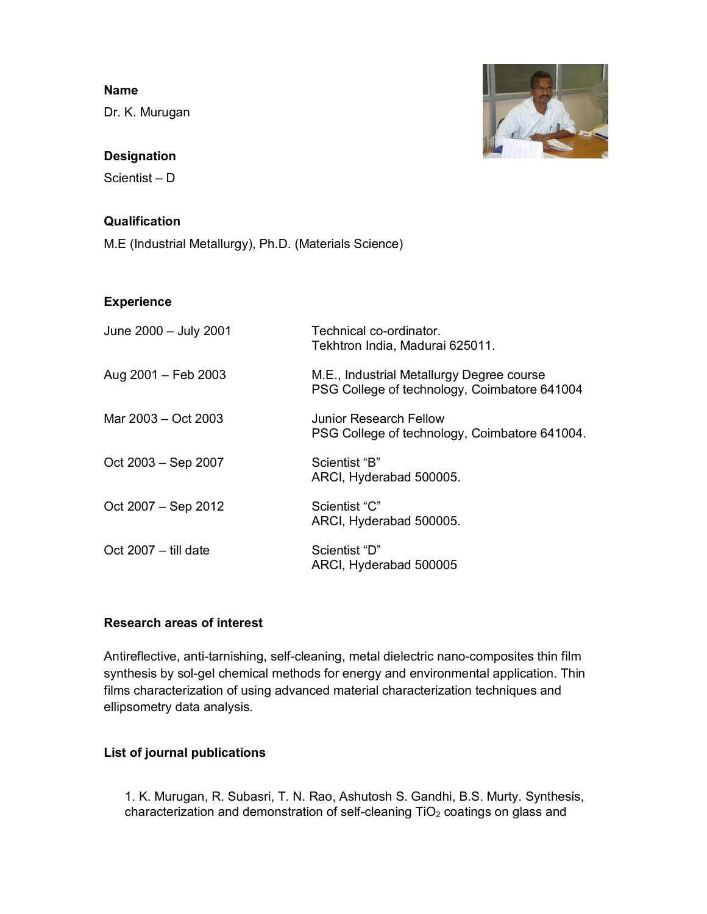**Name**

Dr. K. Murugan

**Designation**

Scientist – D

**Qualification**

M.E (Industrial Metallurgy), Ph.D. (Materials Science)

**Experience**

| | |
|---|---|
| June 2000 – July 2001 | Technical co-ordinator.<br>Tekhtron India, Madurai 625011. |
| Aug 2001 – Feb 2003 | M.E., Industrial Metallurgy Degree course<br>PSG College of technology, Coimbatore 641004 |
| Mar 2003 – Oct 2003 | Junior Research Fellow<br>PSG College of technology, Coimbatore 641004. |
| Oct 2003 – Sep 2007 | Scientist "B"<br>ARCI, Hyderabad 500005. |
| Oct 2007 – Sep 2012 | Scientist "C"<br>ARCI, Hyderabad 500005. |
| Oct 2007 – till date | Scientist "D"<br>ARCI, Hyderabad 500005 |

**Research areas of interest**

Antireflective, anti-tarnishing, self-cleaning, metal dielectric nano-composites thin film synthesis by sol-gel chemical methods for energy and environmental application. Thin films characterization of using advanced material characterization techniques and ellipsometry data analysis.

**List of journal publications**

1. K. Murugan, R. Subasri, T. N. Rao, Ashutosh S. Gandhi, B.S. Murty. Synthesis, characterization and demonstration of self-cleaning $TiO_2$ coatings on glass and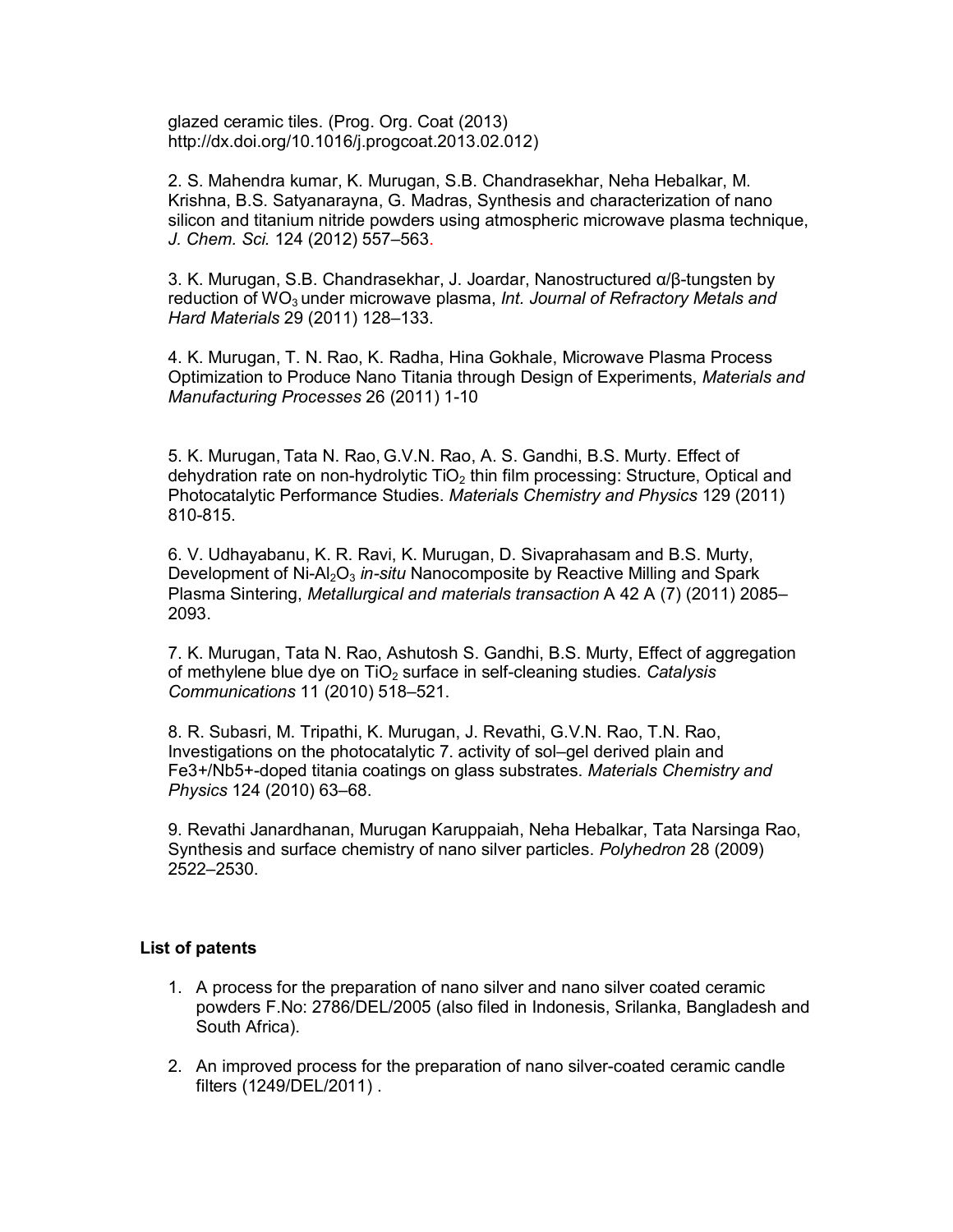glazed ceramic tiles. (Prog. Org. Coat (2013) http://dx.doi.org/10.1016/j.progcoat.2013.02.012)

2. S. Mahendra kumar, K. Murugan, S.B. Chandrasekhar, Neha Hebalkar, M. Krishna, B.S. Satyanarayna, G. Madras, Synthesis and characterization of nano silicon and titanium nitride powders using atmospheric microwave plasma technique, *J. Chem. Sci.* 124 (2012) 557–563.

3. K. Murugan, S.B. Chandrasekhar, J. Joardar, Nanostructured α/β-tungsten by reduction of $WO_3$ under microwave plasma, *Int. Journal of Refractory Metals and Hard Materials* 29 (2011) 128–133.

4. K. Murugan, T. N. Rao, K. Radha, Hina Gokhale, Microwave Plasma Process Optimization to Produce Nano Titania through Design of Experiments, *Materials and Manufacturing Processes* 26 (2011) 1-10

5. K. Murugan, Tata N. Rao, G.V.N. Rao, A. S. Gandhi, B.S. Murty. Effect of dehydration rate on non-hydrolytic $TiO_2$ thin film processing: Structure, Optical and Photocatalytic Performance Studies. *Materials Chemistry and Physics* 129 (2011) 810-815.

6. V. Udhayabanu, K. R. Ravi, K. Murugan, D. Sivaprahasam and B.S. Murty, Development of Ni-$Al_2O_3$ *in-situ* Nanocomposite by Reactive Milling and Spark Plasma Sintering, *Metallurgical and materials transaction* A 42 A (7) (2011) 2085–2093.

7. K. Murugan, Tata N. Rao, Ashutosh S. Gandhi, B.S. Murty, Effect of aggregation of methylene blue dye on $TiO_2$ surface in self-cleaning studies. *Catalysis Communications* 11 (2010) 518–521.

8. R. Subasri, M. Tripathi, K. Murugan, J. Revathi, G.V.N. Rao, T.N. Rao, Investigations on the photocatalytic 7. activity of sol–gel derived plain and $Fe^{3+}$/$Nb^{5+}$-doped titania coatings on glass substrates. *Materials Chemistry and Physics* 124 (2010) 63–68.

9. Revathi Janardhanan, Murugan Karuppaiah, Neha Hebalkar, Tata Narsinga Rao, Synthesis and surface chemistry of nano silver particles. *Polyhedron* 28 (2009) 2522–2530.

**List of patents**

1. A process for the preparation of nano silver and nano silver coated ceramic powders F.No: 2786/DEL/2005 (also filed in Indonesia, Srilanka, Bangladesh and South Africa).

2. An improved process for the preparation of nano silver-coated ceramic candle filters (1249/DEL/2011) .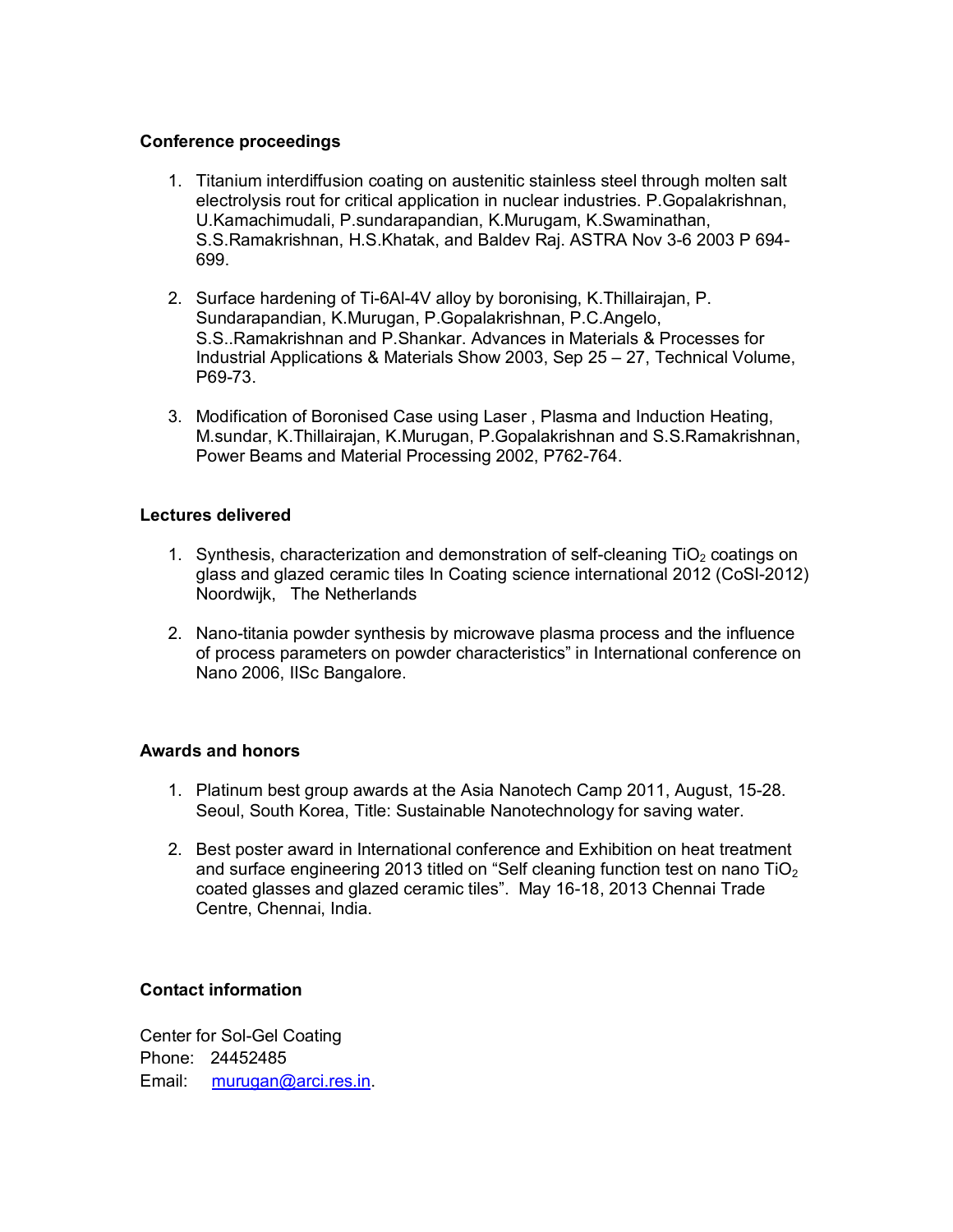**Conference proceedings**

1. Titanium interdiffusion coating on austenitic stainless steel through molten salt electrolysis rout for critical application in nuclear industries. P.Gopalakrishnan, U.Kamachimudali, P.sundarapandian, K.Murugam, K.Swaminathan, S.S.Ramakrishnan, H.S.Khatak, and Baldev Raj. ASTRA Nov 3-6 2003 P 694-699.

2. Surface hardening of Ti-6Al-4V alloy by boronising, K.Thillairajan, P. Sundarapandian, K.Murugan, P.Gopalakrishnan, P.C.Angelo, S.S..Ramakrishnan and P.Shankar. Advances in Materials & Processes for Industrial Applications & Materials Show 2003, Sep 25 – 27, Technical Volume, P69-73.

3. Modification of Boronised Case using Laser , Plasma and Induction Heating, M.sundar, K.Thillairajan, K.Murugan, P.Gopalakrishnan and S.S.Ramakrishnan, Power Beams and Material Processing 2002, P762-764.

**Lectures delivered**

1. Synthesis, characterization and demonstration of self-cleaning $TiO_2$ coatings on glass and glazed ceramic tiles In Coating science international 2012 (CoSI-2012) Noordwijk, The Netherlands

2. Nano-titania powder synthesis by microwave plasma process and the influence of process parameters on powder characteristics" in International conference on Nano 2006, IISc Bangalore.

**Awards and honors**

1. Platinum best group awards at the Asia Nanotech Camp 2011, August, 15-28. Seoul, South Korea, Title: Sustainable Nanotechnology for saving water.

2. Best poster award in International conference and Exhibition on heat treatment and surface engineering 2013 titled on "Self cleaning function test on nano $TiO_2$ coated glasses and glazed ceramic tiles". May 16-18, 2013 Chennai Trade Centre, Chennai, India.

**Contact information**

Center for Sol-Gel Coating
Phone: 24452485
Email: murugan@arci.res.in.